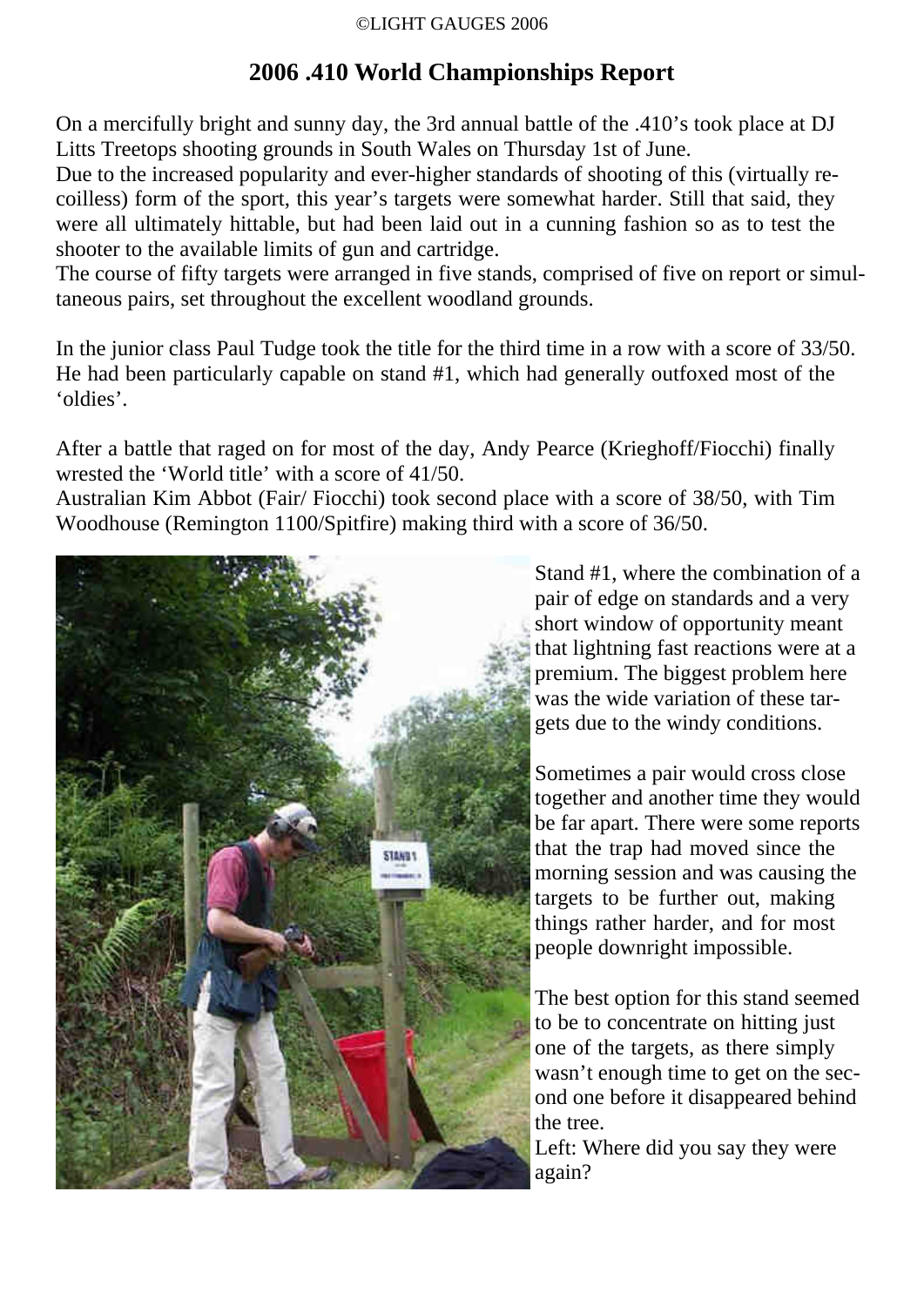©LIGHT GAUGES 2006

# 2006 .410 World Championships Report

On a mercifully bright and sunny day, the 3rd annual battle of the .410's took place at DJ Litts Treetops shooting grounds in South Wales on Thursday 1st of June.
Due to the increased popularity and ever-higher standards of shooting of this (virtually re-coilless) form of the sport, this year's targets were somewhat harder. Still that said, they were all ultimately hittable, but had been laid out in a cunning fashion so as to test the shooter to the available limits of gun and cartridge.
The course of fifty targets were arranged in five stands, comprised of five on report or simultaneous pairs, set throughout the excellent woodland grounds.

In the junior class Paul Tudge took the title for the third time in a row with a score of 33/50. He had been particularly capable on stand #1, which had generally outfoxed most of the 'oldies'.

After a battle that raged on for most of the day, Andy Pearce (Krieghoff/Fiocchi) finally wrested the 'World title' with a score of 41/50.
Australian Kim Abbot (Fair/ Fiocchi) took second place with a score of 38/50, with Tim Woodhouse (Remington 1100/Spitfire) making third with a score of 36/50.

Stand #1, where the combination of a pair of edge on standards and a very short window of opportunity meant that lightning fast reactions were at a premium. The biggest problem here was the wide variation of these targets due to the windy conditions.

Sometimes a pair would cross close together and another time they would be far apart. There were some reports that the trap had moved since the morning session and was causing the targets to be further out, making things rather harder, and for most people downright impossible.

The best option for this stand seemed to be to concentrate on hitting just one of the targets, as there simply wasn't enough time to get on the second one before it disappeared behind the tree.

Left: Where did you say they were again?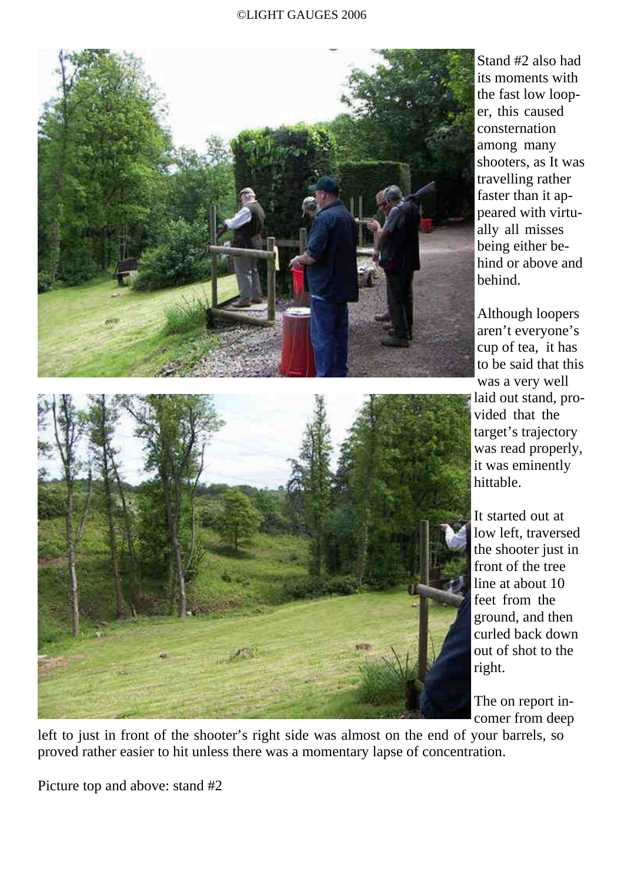Stand #2 also had its moments with the fast low looper, this caused consternation among many shooters, as It was travelling rather faster than it appeared with virtually all misses being either behind or above and behind.

Although loopers aren't everyone's cup of tea, it has to be said that this was a very well laid out stand, provided that the target's trajectory was read properly, it was eminently hittable.

It started out at low left, traversed the shooter just in front of the tree line at about 10 feet from the ground, and then curled back down out of shot to the right.

The on report incomer from deep left to just in front of the shooter's right side was almost on the end of your barrels, so proved rather easier to hit unless there was a momentary lapse of concentration.

Picture top and above: stand #2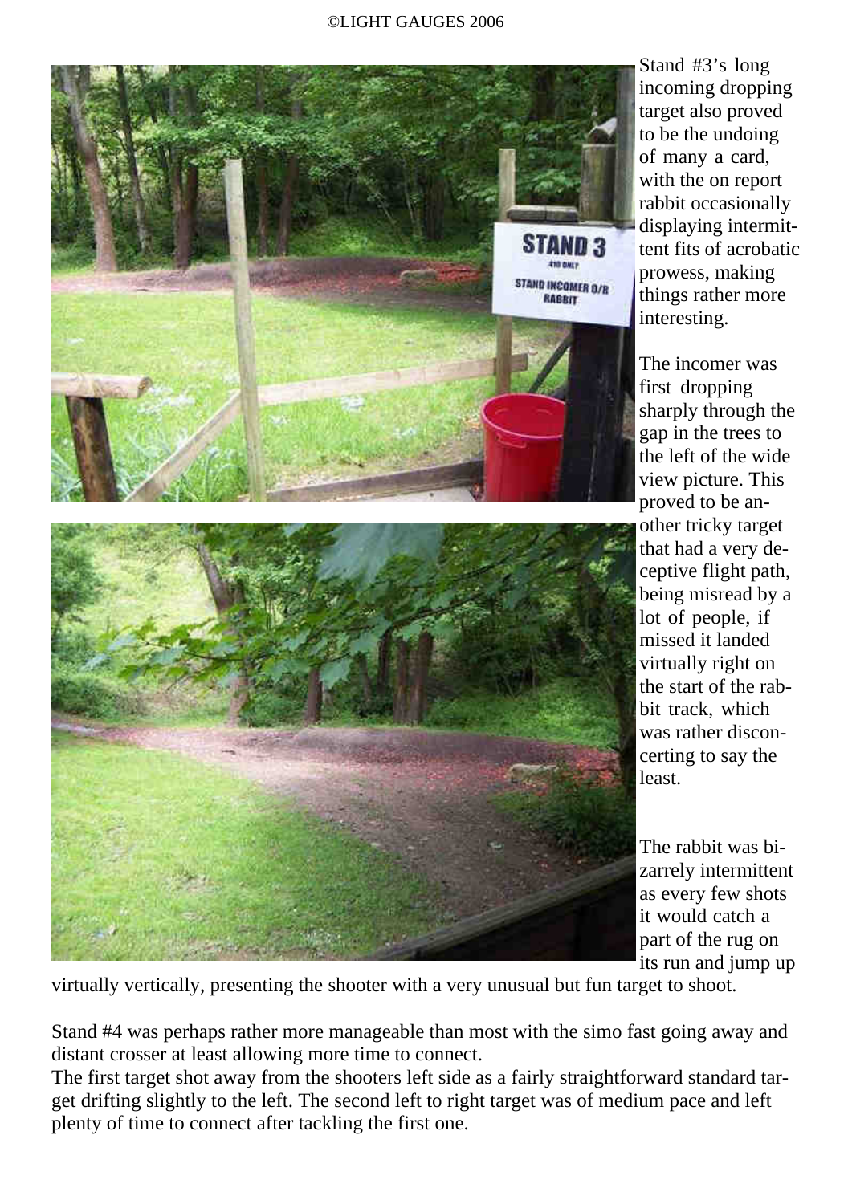Stand #3's long incoming dropping target also proved to be the undoing of many a card, with the on report rabbit occasionally displaying intermittent fits of acrobatic prowess, making things rather more interesting.

The incomer was first dropping sharply through the gap in the trees to the left of the wide view picture. This proved to be another tricky target that had a very deceptive flight path, being misread by a lot of people, if missed it landed virtually right on the start of the rabbit track, which was rather disconcerting to say the least.

The rabbit was bizarrely intermittent as every few shots it would catch a part of the rug on its run and jump up virtually vertically, presenting the shooter with a very unusual but fun target to shoot.

Stand #4 was perhaps rather more manageable than most with the simo fast going away and distant crosser at least allowing more time to connect.
The first target shot away from the shooters left side as a fairly straightforward standard target drifting slightly to the left. The second left to right target was of medium pace and left plenty of time to connect after tackling the first one.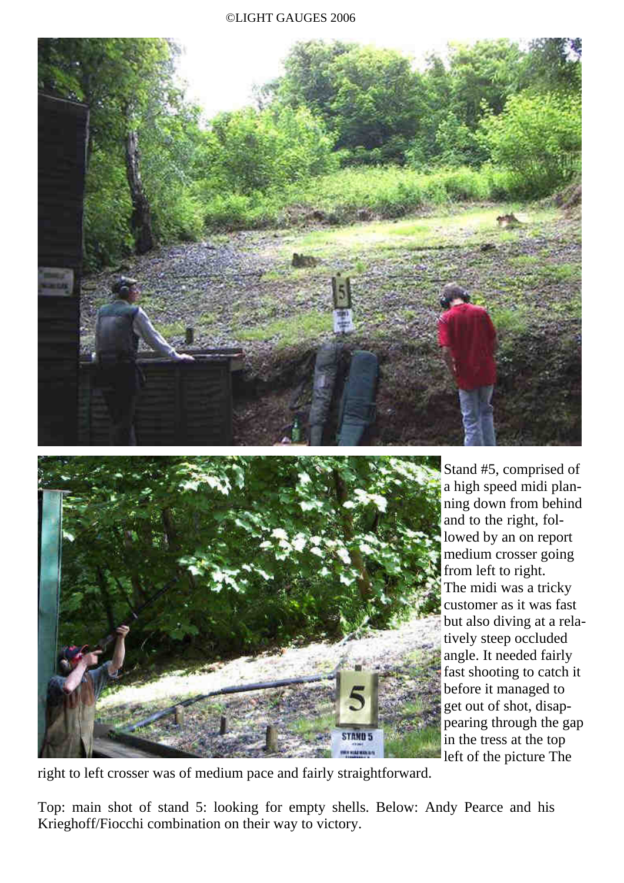Stand #5, comprised of a high speed midi planning down from behind and to the right, followed by an on report medium crosser going from left to right. The midi was a tricky customer as it was fast but also diving at a relatively steep occluded angle. It needed fairly fast shooting to catch it before it managed to get out of shot, disappearing through the gap in the tress at the top left of the picture The right to left crosser was of medium pace and fairly straightforward.

Top: main shot of stand 5: looking for empty shells. Below: Andy Pearce and his Krieghoff/Fiocchi combination on their way to victory.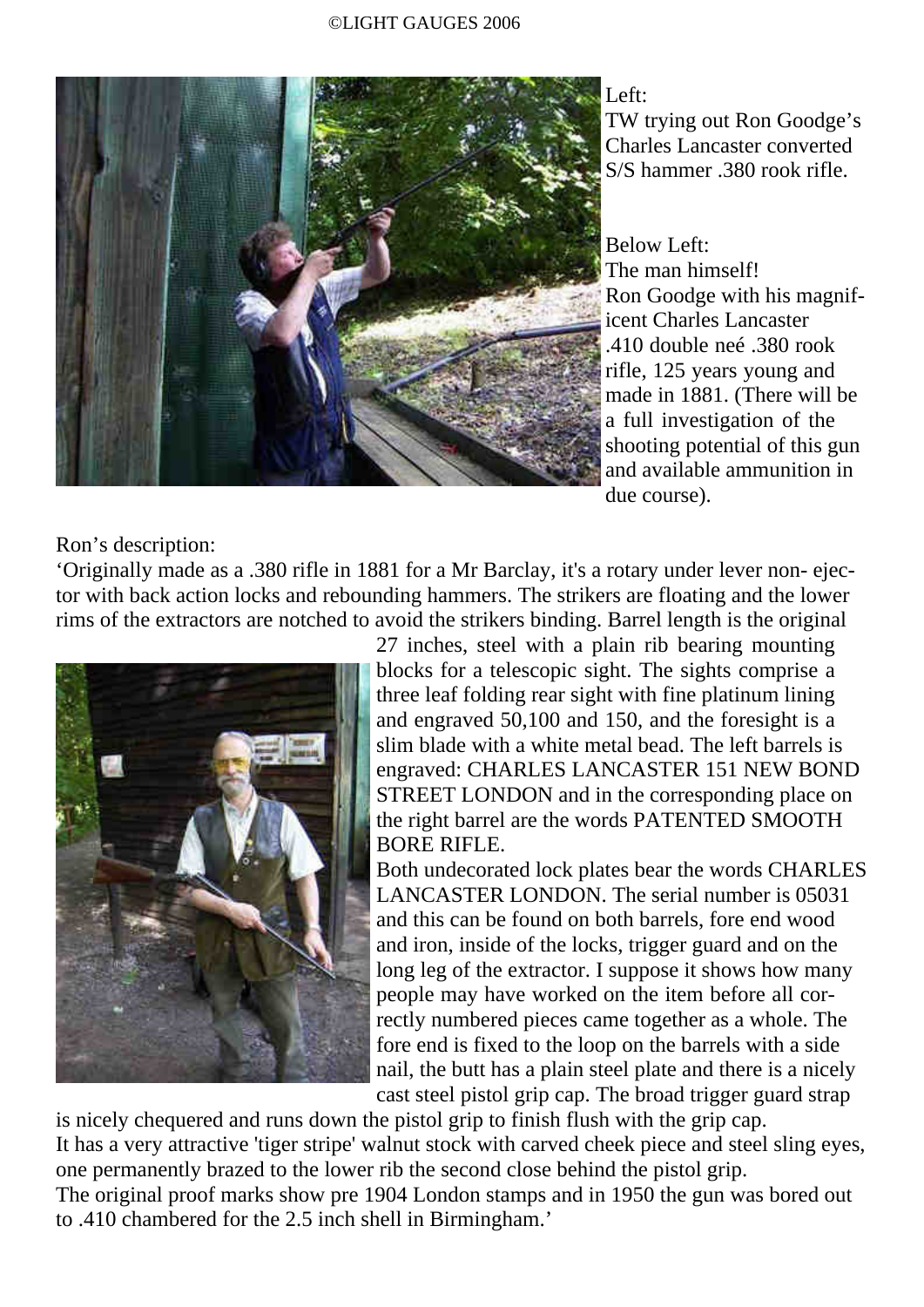Left:
TW trying out Ron Goodge's Charles Lancaster converted S/S hammer .380 rook rifle.

Below Left:
The man himself!
Ron Goodge with his magnificent Charles Lancaster .410 double neé .380 rook rifle, 125 years young and made in 1881. (There will be a full investigation of the shooting potential of this gun and available ammunition in due course).

Ron's description:

'Originally made as a .380 rifle in 1881 for a Mr Barclay, it's a rotary under lever non- ejector with back action locks and rebounding hammers. The strikers are floating and the lower rims of the extractors are notched to avoid the strikers binding. Barrel length is the original 27 inches, steel with a plain rib bearing mounting blocks for a telescopic sight. The sights comprise a three leaf folding rear sight with fine platinum lining and engraved 50,100 and 150, and the foresight is a slim blade with a white metal bead. The left barrels is engraved: CHARLES LANCASTER 151 NEW BOND STREET LONDON and in the corresponding place on the right barrel are the words PATENTED SMOOTH BORE RIFLE.

Both undecorated lock plates bear the words CHARLES LANCASTER LONDON. The serial number is 05031 and this can be found on both barrels, fore end wood and iron, inside of the locks, trigger guard and on the long leg of the extractor. I suppose it shows how many people may have worked on the item before all correctly numbered pieces came together as a whole. The fore end is fixed to the loop on the barrels with a side nail, the butt has a plain steel plate and there is a nicely cast steel pistol grip cap. The broad trigger guard strap is nicely chequered and runs down the pistol grip to finish flush with the grip cap.

It has a very attractive 'tiger stripe' walnut stock with carved cheek piece and steel sling eyes, one permanently brazed to the lower rib the second close behind the pistol grip.

The original proof marks show pre 1904 London stamps and in 1950 the gun was bored out to .410 chambered for the 2.5 inch shell in Birmingham.'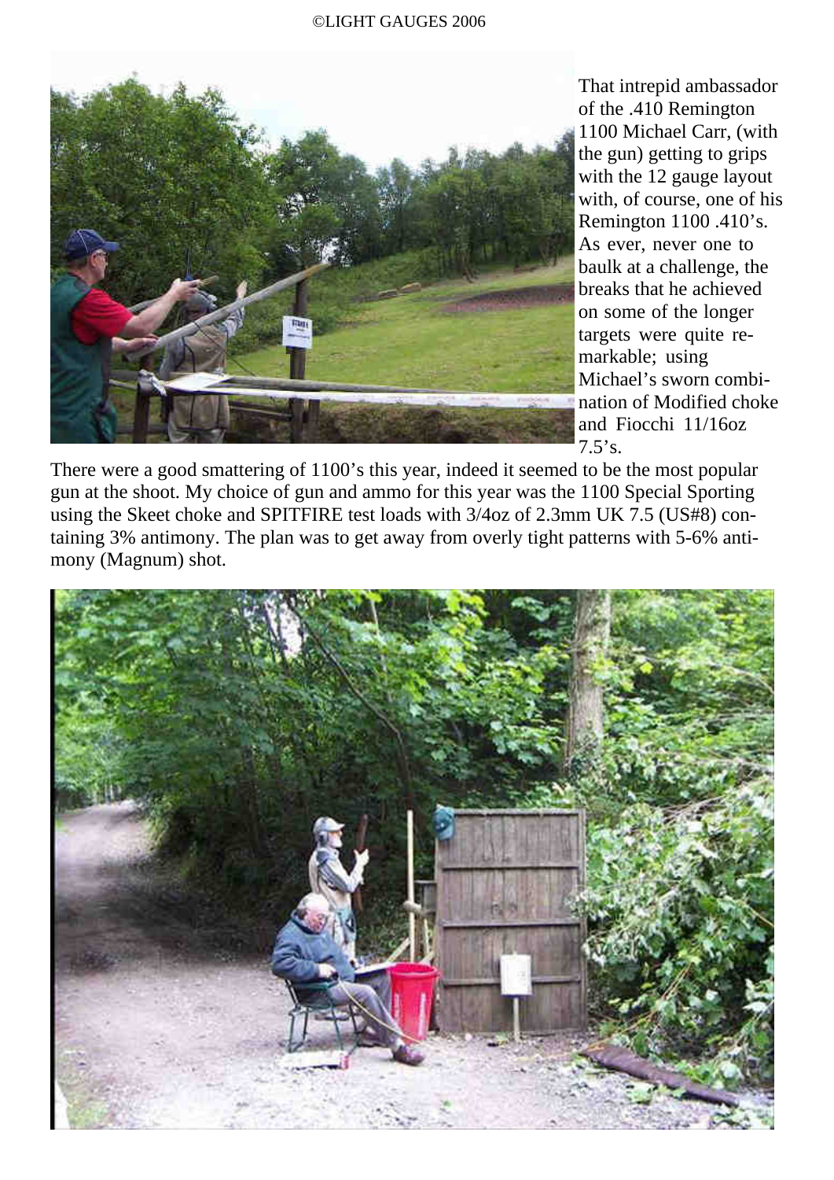That intrepid ambassador of the .410 Remington 1100 Michael Carr, (with the gun) getting to grips with the 12 gauge layout with, of course, one of his Remington 1100 .410's. As ever, never one to baulk at a challenge, the breaks that he achieved on some of the longer targets were quite remarkable; using Michael's sworn combination of Modified choke and Fiocchi 11/16oz 7.5's.

There were a good smattering of 1100's this year, indeed it seemed to be the most popular gun at the shoot. My choice of gun and ammo for this year was the 1100 Special Sporting using the Skeet choke and SPITFIRE test loads with 3/4oz of 2.3mm UK 7.5 (US#8) containing 3% antimony. The plan was to get away from overly tight patterns with 5-6% antimony (Magnum) shot.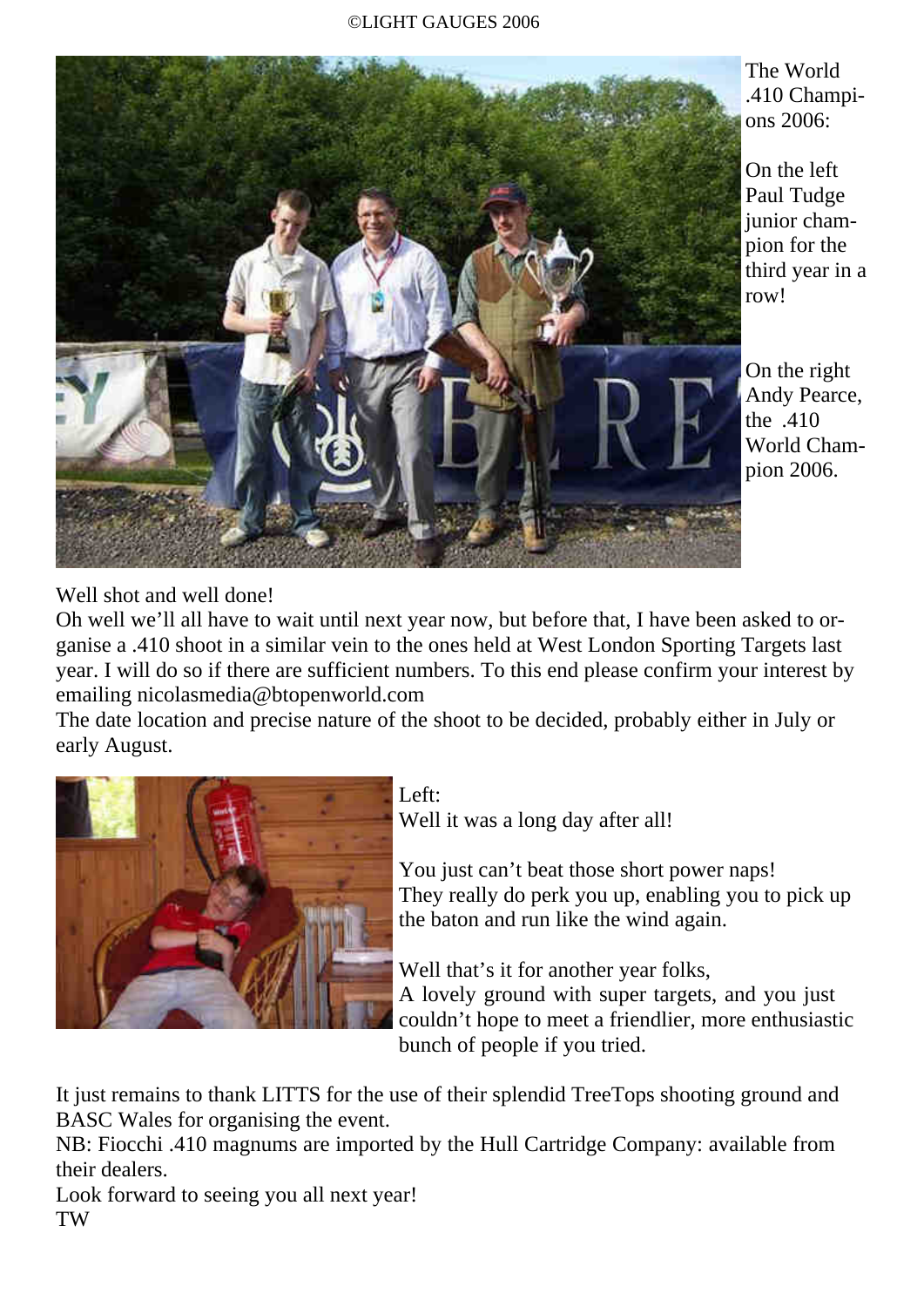The World .410 Champions 2006:

On the left Paul Tudge junior champion for the third year in a row!

On the right Andy Pearce, the .410 World Champion 2006.

Well shot and well done!

Oh well we'll all have to wait until next year now, but before that, I have been asked to organise a .410 shoot in a similar vein to the ones held at West London Sporting Targets last year. I will do so if there are sufficient numbers. To this end please confirm your interest by emailing nicolasmedia@btopenworld.com

The date location and precise nature of the shoot to be decided, probably either in July or early August.

Left:
Well it was a long day after all!

You just can't beat those short power naps! They really do perk you up, enabling you to pick up the baton and run like the wind again.

Well that's it for another year folks,
A lovely ground with super targets, and you just couldn't hope to meet a friendlier, more enthusiastic bunch of people if you tried.

It just remains to thank LITTS for the use of their splendid TreeTops shooting ground and BASC Wales for organising the event.

NB: Fiocchi .410 magnums are imported by the Hull Cartridge Company: available from their dealers.

Look forward to seeing you all next year!

TW